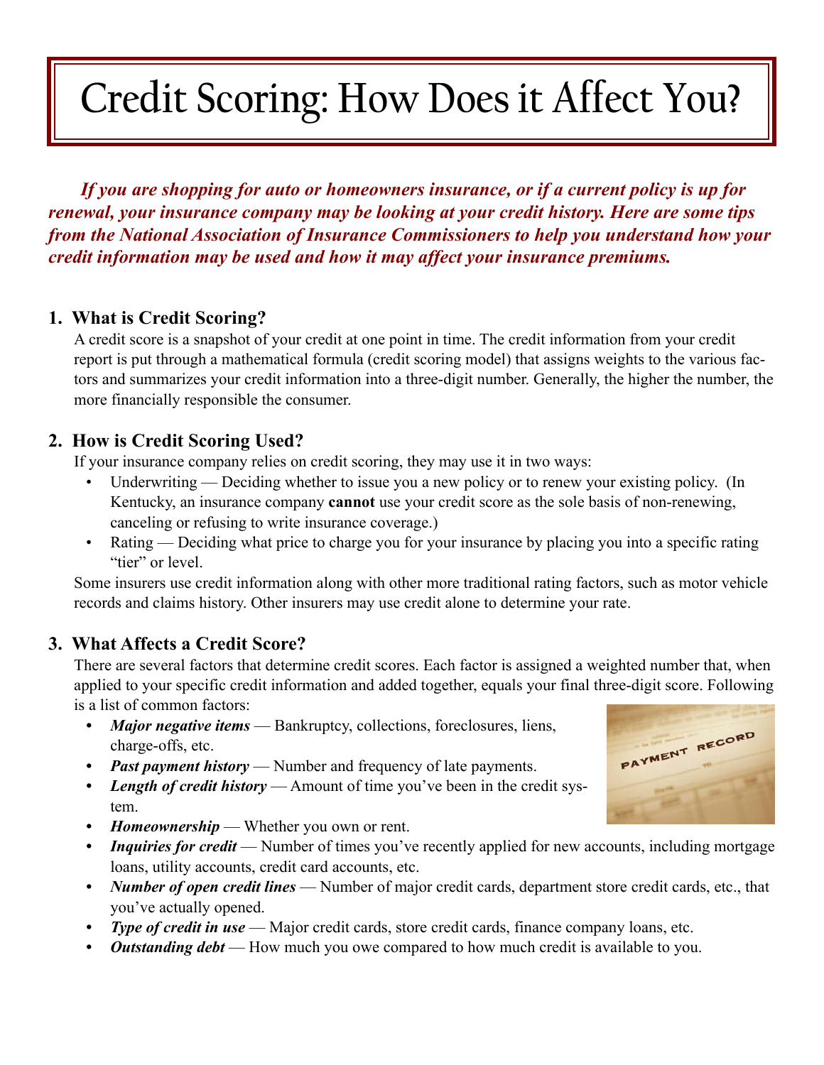# Credit Scoring: How Does it Affect You?

***If you are shopping for auto or homeowners insurance, or if a current policy is up for renewal, your insurance company may be looking at your credit history. Here are some tips from the National Association of Insurance Commissioners to help you understand how your credit information may be used and how it may affect your insurance premiums.***

## 1. What is Credit Scoring?

A credit score is a snapshot of your credit at one point in time. The credit information from your credit report is put through a mathematical formula (credit scoring model) that assigns weights to the various factors and summarizes your credit information into a three-digit number. Generally, the higher the number, the more financially responsible the consumer.

## 2. How is Credit Scoring Used?

If your insurance company relies on credit scoring, they may use it in two ways:

- Underwriting — Deciding whether to issue you a new policy or to renew your existing policy. (In Kentucky, an insurance company **cannot** use your credit score as the sole basis of non-renewing, canceling or refusing to write insurance coverage.)
- Rating — Deciding what price to charge you for your insurance by placing you into a specific rating "tier" or level.

Some insurers use credit information along with other more traditional rating factors, such as motor vehicle records and claims history. Other insurers may use credit alone to determine your rate.

## 3. What Affects a Credit Score?

There are several factors that determine credit scores. Each factor is assigned a weighted number that, when applied to your specific credit information and added together, equals your final three-digit score. Following is a list of common factors:

- ***Major negative items*** — Bankruptcy, collections, foreclosures, liens, charge-offs, etc.
- ***Past payment history*** — Number and frequency of late payments.
- ***Length of credit history*** — Amount of time you've been in the credit system.
- ***Homeownership*** — Whether you own or rent.
- ***Inquiries for credit*** — Number of times you've recently applied for new accounts, including mortgage loans, utility accounts, credit card accounts, etc.
- ***Number of open credit lines*** — Number of major credit cards, department store credit cards, etc., that you've actually opened.
- ***Type of credit in use*** — Major credit cards, store credit cards, finance company loans, etc.
- ***Outstanding debt*** — How much you owe compared to how much credit is available to you.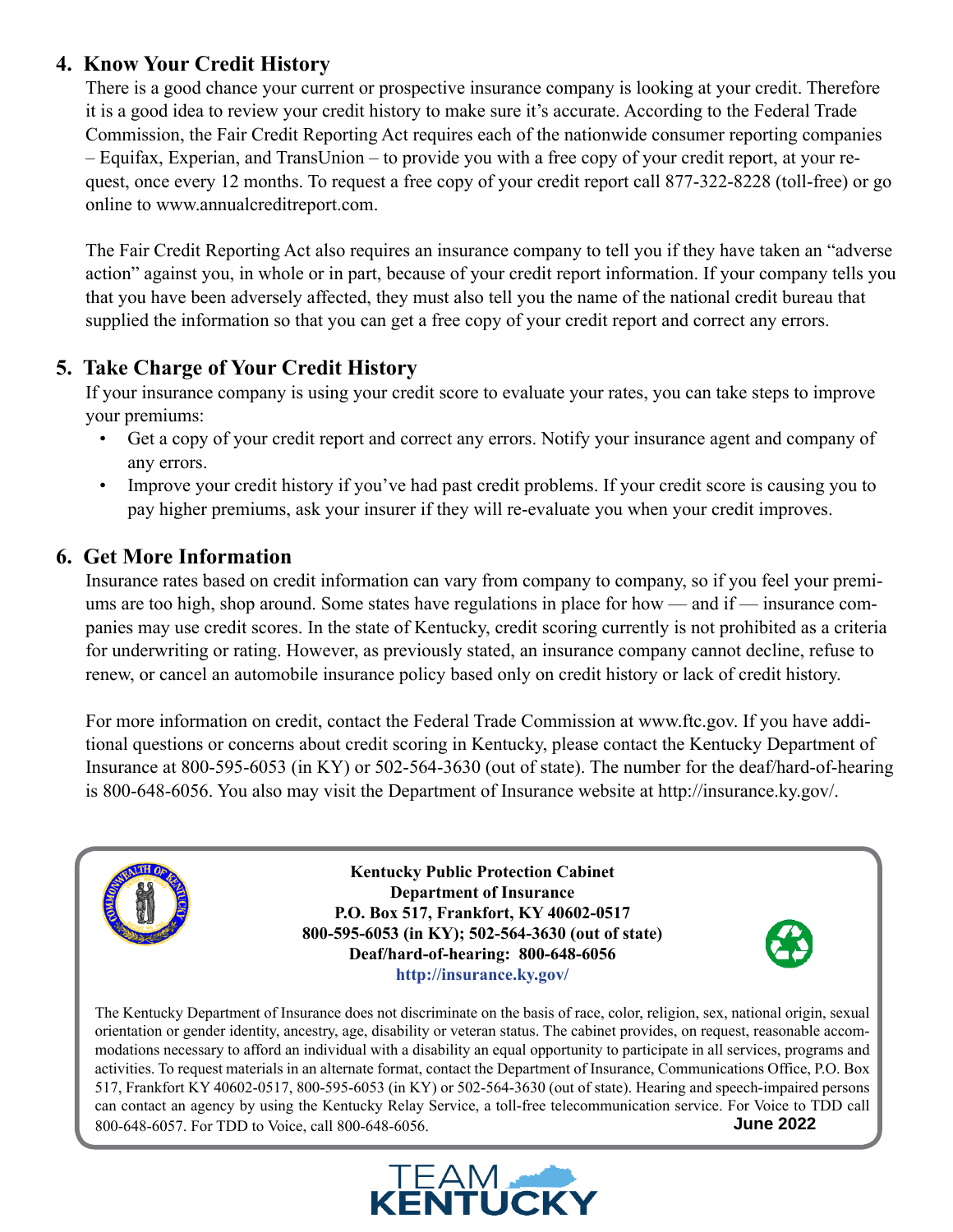## 4. Know Your Credit History

There is a good chance your current or prospective insurance company is looking at your credit. Therefore it is a good idea to review your credit history to make sure it's accurate. According to the Federal Trade Commission, the Fair Credit Reporting Act requires each of the nationwide consumer reporting companies – Equifax, Experian, and TransUnion – to provide you with a free copy of your credit report, at your request, once every 12 months. To request a free copy of your credit report call 877-322-8228 (toll-free) or go online to www.annualcreditreport.com.

The Fair Credit Reporting Act also requires an insurance company to tell you if they have taken an "adverse action" against you, in whole or in part, because of your credit report information. If your company tells you that you have been adversely affected, they must also tell you the name of the national credit bureau that supplied the information so that you can get a free copy of your credit report and correct any errors.

## 5. Take Charge of Your Credit History

If your insurance company is using your credit score to evaluate your rates, you can take steps to improve your premiums:

- Get a copy of your credit report and correct any errors. Notify your insurance agent and company of any errors.
- Improve your credit history if you've had past credit problems. If your credit score is causing you to pay higher premiums, ask your insurer if they will re-evaluate you when your credit improves.

## 6. Get More Information

Insurance rates based on credit information can vary from company to company, so if you feel your premiums are too high, shop around. Some states have regulations in place for how — and if — insurance companies may use credit scores. In the state of Kentucky, credit scoring currently is not prohibited as a criteria for underwriting or rating. However, as previously stated, an insurance company cannot decline, refuse to renew, or cancel an automobile insurance policy based only on credit history or lack of credit history.

For more information on credit, contact the Federal Trade Commission at www.ftc.gov. If you have additional questions or concerns about credit scoring in Kentucky, please contact the Kentucky Department of Insurance at 800-595-6053 (in KY) or 502-564-3630 (out of state). The number for the deaf/hard-of-hearing is 800-648-6056. You also may visit the Department of Insurance website at http://insurance.ky.gov/.

**Kentucky Public Protection Cabinet**
**Department of Insurance**
**P.O. Box 517, Frankfort, KY 40602-0517**
**800-595-6053 (in KY); 502-564-3630 (out of state)**
**Deaf/hard-of-hearing: 800-648-6056**
**http://insurance.ky.gov/**

The Kentucky Department of Insurance does not discriminate on the basis of race, color, religion, sex, national origin, sexual orientation or gender identity, ancestry, age, disability or veteran status. The cabinet provides, on request, reasonable accommodations necessary to afford an individual with a disability an equal opportunity to participate in all services, programs and activities. To request materials in an alternate format, contact the Department of Insurance, Communications Office, P.O. Box 517, Frankfort KY 40602-0517, 800-595-6053 (in KY) or 502-564-3630 (out of state). Hearing and speech-impaired persons can contact an agency by using the Kentucky Relay Service, a toll-free telecommunication service. For Voice to TDD call 800-648-6057. For TDD to Voice, call 800-648-6056.

**June 2022**

TEAM KENTUCKY